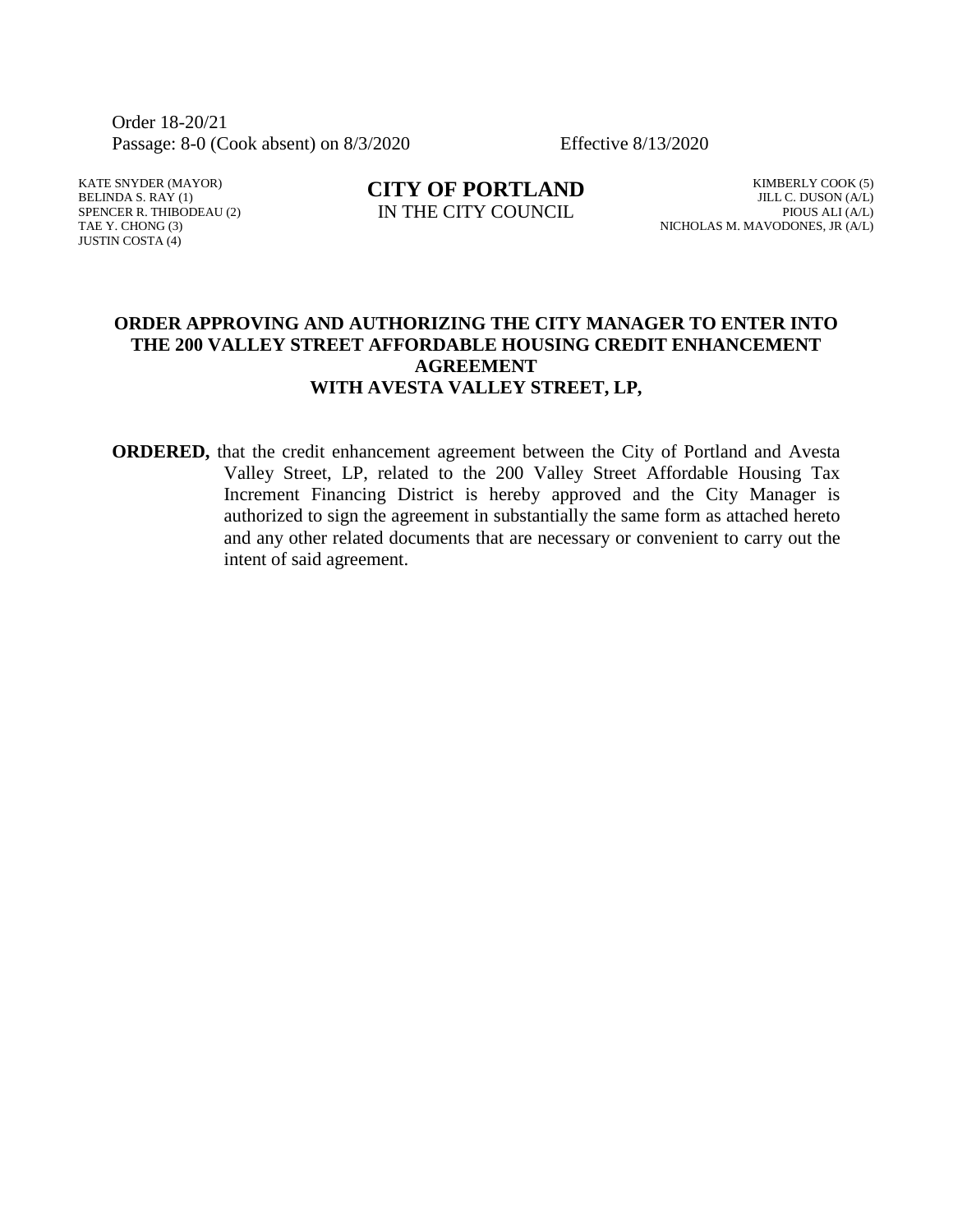Order 18-20/21
Passage: 8-0 (Cook absent) on 8/3/2020 Effective 8/13/2020

KATE SNYDER (MAYOR)
BELINDA S. RAY (1)
SPENCER R. THIBODEAU (2)
TAE Y. CHONG (3)
JUSTIN COSTA (4)

**CITY OF PORTLAND**
IN THE CITY COUNCIL

KIMBERLY COOK (5)
JILL C. DUSON (A/L)
PIOUS ALI (A/L)
NICHOLAS M. MAVODONES, JR (A/L)

**ORDER APPROVING AND AUTHORIZING THE CITY MANAGER TO ENTER INTO THE 200 VALLEY STREET AFFORDABLE HOUSING CREDIT ENHANCEMENT AGREEMENT WITH AVESTA VALLEY STREET, LP,**

**ORDERED,** that the credit enhancement agreement between the City of Portland and Avesta Valley Street, LP, related to the 200 Valley Street Affordable Housing Tax Increment Financing District is hereby approved and the City Manager is authorized to sign the agreement in substantially the same form as attached hereto and any other related documents that are necessary or convenient to carry out the intent of said agreement.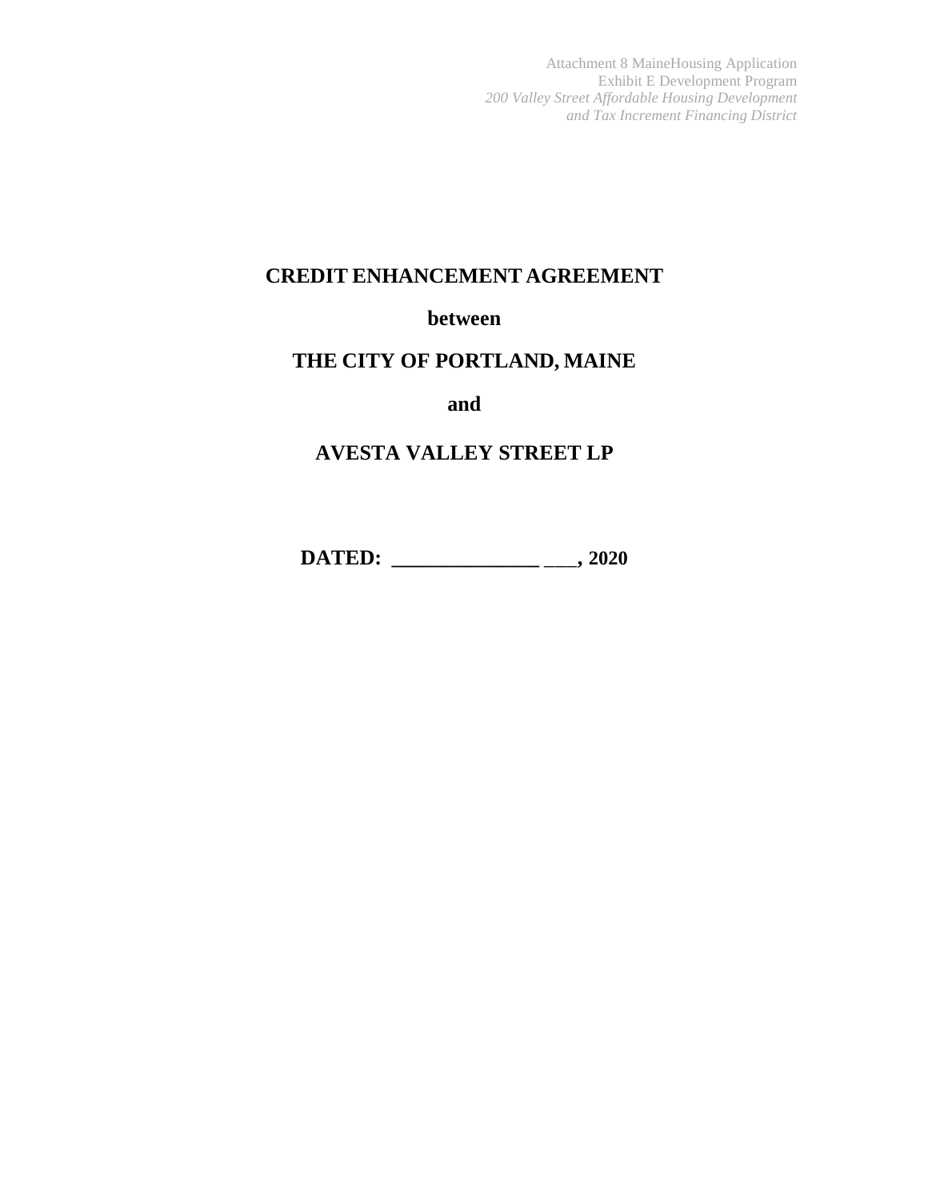**CREDIT ENHANCEMENT AGREEMENT**

**between**

**THE CITY OF PORTLAND, MAINE**

**and**

**AVESTA VALLEY STREET LP**

**DATED: _______________ ___, 2020**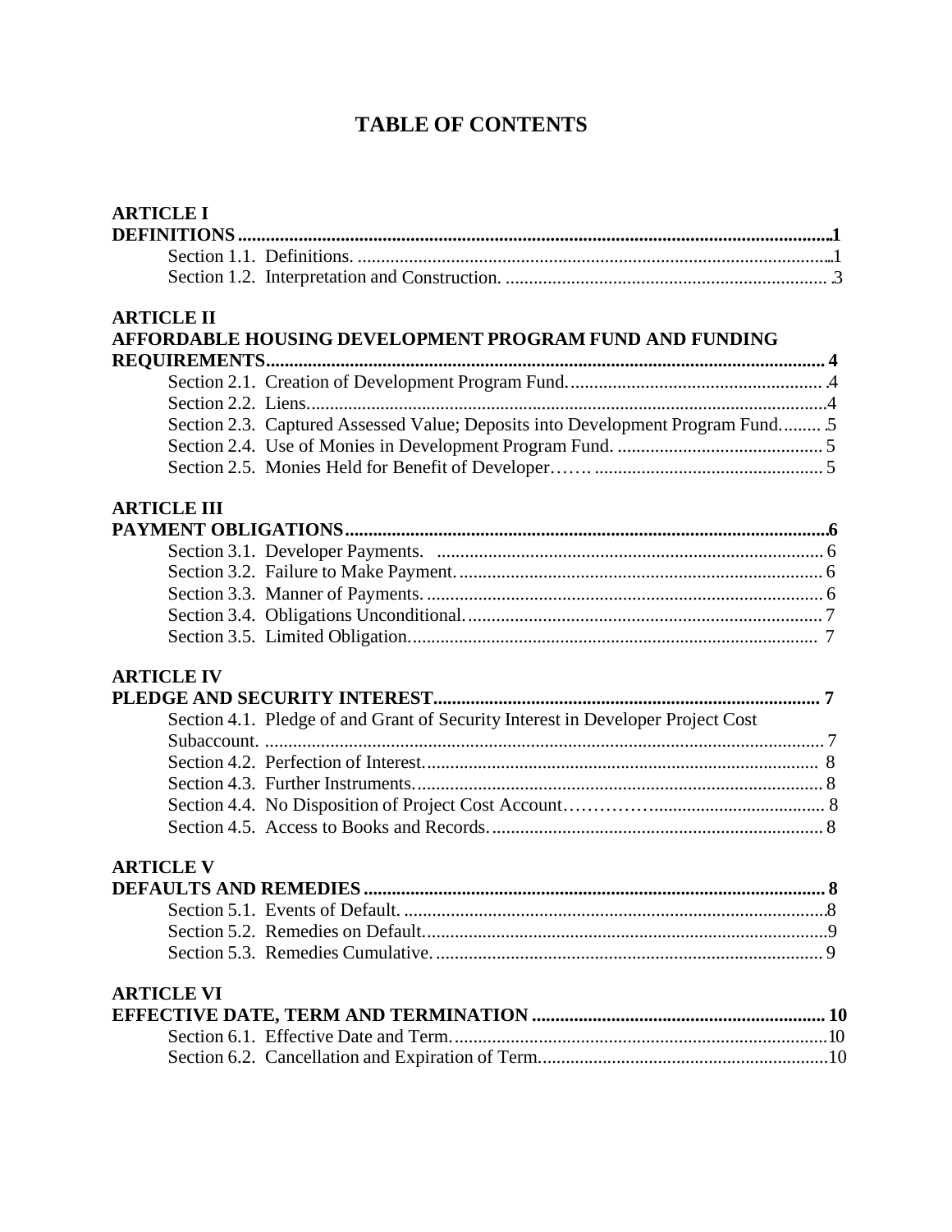# TABLE OF CONTENTS

**ARTICLE I**
**DEFINITIONS** ........................................................ 1

- Section 1.1. Definitions. ........................................................ 1
- Section 1.2. Interpretation and Construction. ........................................................ 3

**ARTICLE II**
**AFFORDABLE HOUSING DEVELOPMENT PROGRAM FUND AND FUNDING REQUIREMENTS** ........................................................ 4

- Section 2.1. Creation of Development Program Fund. ........................................................ 4
- Section 2.2. Liens. ........................................................ 4
- Section 2.3. Captured Assessed Value; Deposits into Development Program Fund. ........ 5
- Section 2.4. Use of Monies in Development Program Fund. ........................................................ 5
- Section 2.5. Monies Held for Benefit of Developer……. ........................................................ 5

**ARTICLE III**
**PAYMENT OBLIGATIONS** ........................................................ 6

- Section 3.1. Developer Payments. ........................................................ 6
- Section 3.2. Failure to Make Payment. ........................................................ 6
- Section 3.3. Manner of Payments. ........................................................ 6
- Section 3.4. Obligations Unconditional. ........................................................ 7
- Section 3.5. Limited Obligation. ........................................................ 7

**ARTICLE IV**
**PLEDGE AND SECURITY INTEREST** ........................................................ 7

- Section 4.1. Pledge of and Grant of Security Interest in Developer Project Cost Subaccount. ........................................................ 7
- Section 4.2. Perfection of Interest. ........................................................ 8
- Section 4.3. Further Instruments. ........................................................ 8
- Section 4.4. No Disposition of Project Cost Account……………. ........................................................ 8
- Section 4.5. Access to Books and Records. ........................................................ 8

**ARTICLE V**
**DEFAULTS AND REMEDIES** ........................................................ 8

- Section 5.1. Events of Default. ........................................................ 8
- Section 5.2. Remedies on Default. ........................................................ 9
- Section 5.3. Remedies Cumulative. ........................................................ 9

**ARTICLE VI**
**EFFECTIVE DATE, TERM AND TERMINATION** ........................................................ 10

- Section 6.1. Effective Date and Term. ........................................................ 10
- Section 6.2. Cancellation and Expiration of Term. ........................................................ 10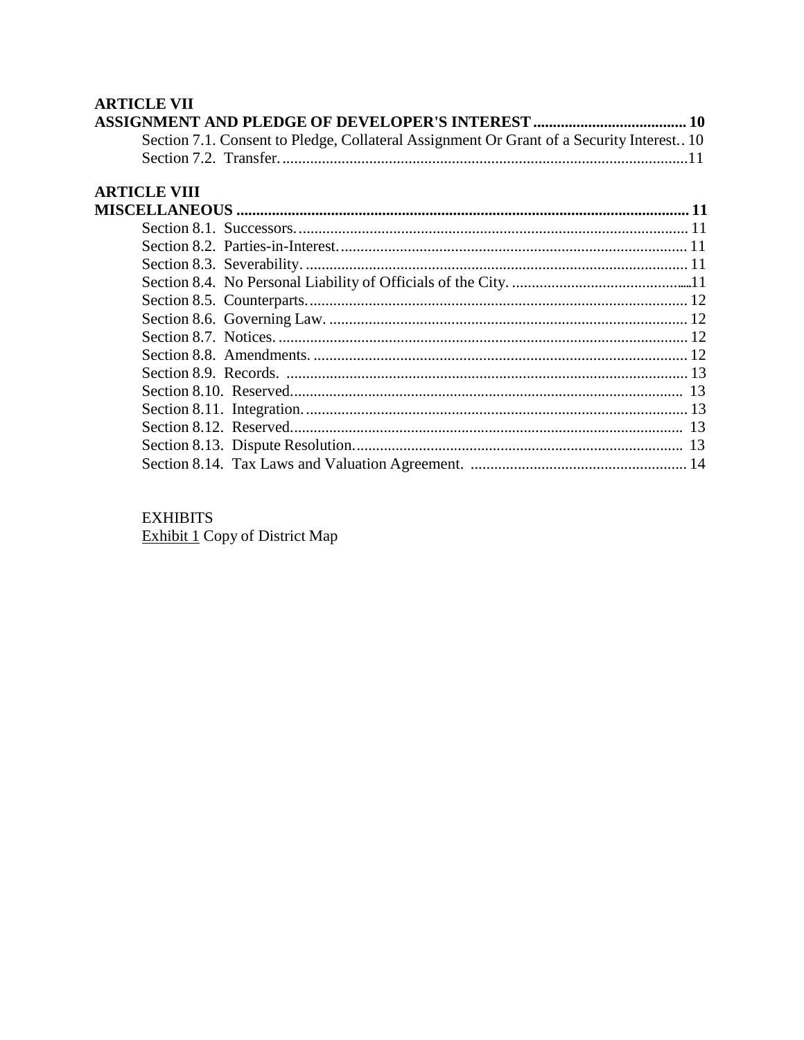**ARTICLE VII**
**ASSIGNMENT AND PLEDGE OF DEVELOPER'S INTEREST ....................................... 10**

Section 7.1. Consent to Pledge, Collateral Assignment Or Grant of a Security Interest.. 10
Section 7.2. Transfer. ....................................................................................................... 11

**ARTICLE VIII**
**MISCELLANEOUS ................................................................................................................. 11**

Section 8.1. Successors. ................................................................................................... 11
Section 8.2. Parties-in-Interest. ....................................................................................... 11
Section 8.3. Severability. ................................................................................................. 11
Section 8.4. No Personal Liability of Officials of the City. ............................................. 11
Section 8.5. Counterparts. ................................................................................................ 12
Section 8.6. Governing Law. ........................................................................................... 12
Section 8.7. Notices. ........................................................................................................ 12
Section 8.8. Amendments. ................................................................................................ 12
Section 8.9. Records. ...................................................................................................... 13
Section 8.10. Reserved. .................................................................................................... 13
Section 8.11. Integration. ................................................................................................. 13
Section 8.12. Reserved. .................................................................................................... 13
Section 8.13. Dispute Resolution. .................................................................................... 13
Section 8.14. Tax Laws and Valuation Agreement. ....................................................... 14

EXHIBITS
Exhibit 1 Copy of District Map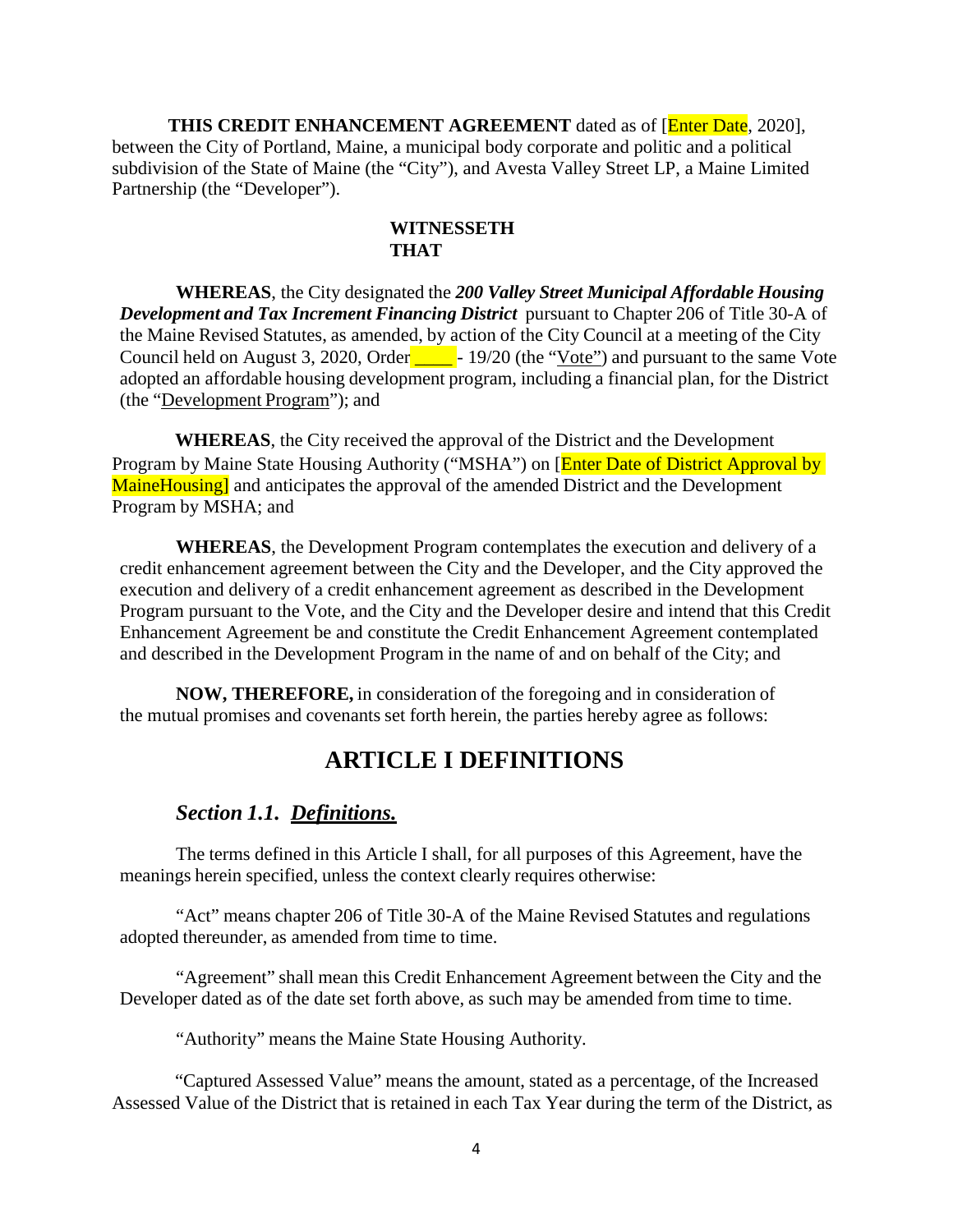**THIS CREDIT ENHANCEMENT AGREEMENT** dated as of [Enter Date, 2020], between the City of Portland, Maine, a municipal body corporate and politic and a political subdivision of the State of Maine (the "City"), and Avesta Valley Street LP, a Maine Limited Partnership (the "Developer").

**WITNESSETH THAT**

**WHEREAS**, the City designated the ***200 Valley Street Municipal Affordable Housing Development and Tax Increment Financing District*** pursuant to Chapter 206 of Title 30-A of the Maine Revised Statutes, as amended, by action of the City Council at a meeting of the City Council held on August 3, 2020, Order ____ - 19/20 (the "Vote") and pursuant to the same Vote adopted an affordable housing development program, including a financial plan, for the District (the "Development Program"); and

**WHEREAS**, the City received the approval of the District and the Development Program by Maine State Housing Authority ("MSHA") on [Enter Date of District Approval by MaineHousing] and anticipates the approval of the amended District and the Development Program by MSHA; and

**WHEREAS**, the Development Program contemplates the execution and delivery of a credit enhancement agreement between the City and the Developer, and the City approved the execution and delivery of a credit enhancement agreement as described in the Development Program pursuant to the Vote, and the City and the Developer desire and intend that this Credit Enhancement Agreement be and constitute the Credit Enhancement Agreement contemplated and described in the Development Program in the name of and on behalf of the City; and

**NOW, THEREFORE,** in consideration of the foregoing and in consideration of the mutual promises and covenants set forth herein, the parties hereby agree as follows:

# ARTICLE I DEFINITIONS

## *Section 1.1. Definitions.*

The terms defined in this Article I shall, for all purposes of this Agreement, have the meanings herein specified, unless the context clearly requires otherwise:

"Act" means chapter 206 of Title 30-A of the Maine Revised Statutes and regulations adopted thereunder, as amended from time to time.

"Agreement" shall mean this Credit Enhancement Agreement between the City and the Developer dated as of the date set forth above, as such may be amended from time to time.

"Authority" means the Maine State Housing Authority.

"Captured Assessed Value" means the amount, stated as a percentage, of the Increased Assessed Value of the District that is retained in each Tax Year during the term of the District, as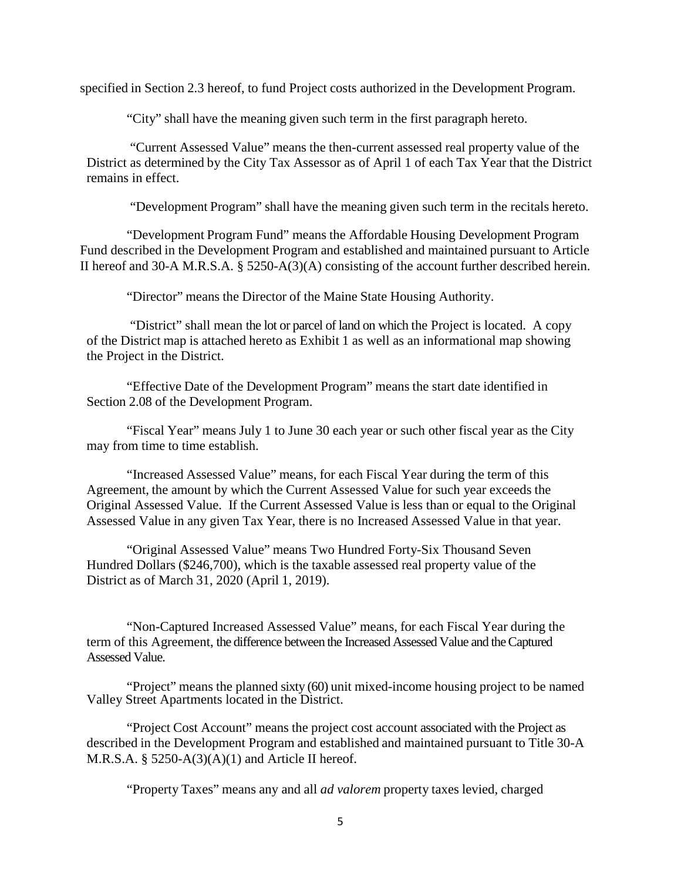specified in Section 2.3 hereof, to fund Project costs authorized in the Development Program.

"City" shall have the meaning given such term in the first paragraph hereto.

"Current Assessed Value" means the then-current assessed real property value of the District as determined by the City Tax Assessor as of April 1 of each Tax Year that the District remains in effect.

"Development Program" shall have the meaning given such term in the recitals hereto.

"Development Program Fund" means the Affordable Housing Development Program Fund described in the Development Program and established and maintained pursuant to Article II hereof and 30-A M.R.S.A. § 5250-A(3)(A) consisting of the account further described herein.

"Director" means the Director of the Maine State Housing Authority.

"District" shall mean the lot or parcel of land on which the Project is located. A copy of the District map is attached hereto as Exhibit 1 as well as an informational map showing the Project in the District.

"Effective Date of the Development Program" means the start date identified in Section 2.08 of the Development Program.

"Fiscal Year" means July 1 to June 30 each year or such other fiscal year as the City may from time to time establish.

"Increased Assessed Value" means, for each Fiscal Year during the term of this Agreement, the amount by which the Current Assessed Value for such year exceeds the Original Assessed Value. If the Current Assessed Value is less than or equal to the Original Assessed Value in any given Tax Year, there is no Increased Assessed Value in that year.

"Original Assessed Value" means Two Hundred Forty-Six Thousand Seven Hundred Dollars ($246,700), which is the taxable assessed real property value of the District as of March 31, 2020 (April 1, 2019).

"Non-Captured Increased Assessed Value" means, for each Fiscal Year during the term of this Agreement, the difference between the Increased Assessed Value and the Captured Assessed Value.

"Project" means the planned sixty (60) unit mixed-income housing project to be named Valley Street Apartments located in the District.

"Project Cost Account" means the project cost account associated with the Project as described in the Development Program and established and maintained pursuant to Title 30-A M.R.S.A. § 5250-A(3)(A)(1) and Article II hereof.

"Property Taxes" means any and all *ad valorem* property taxes levied, charged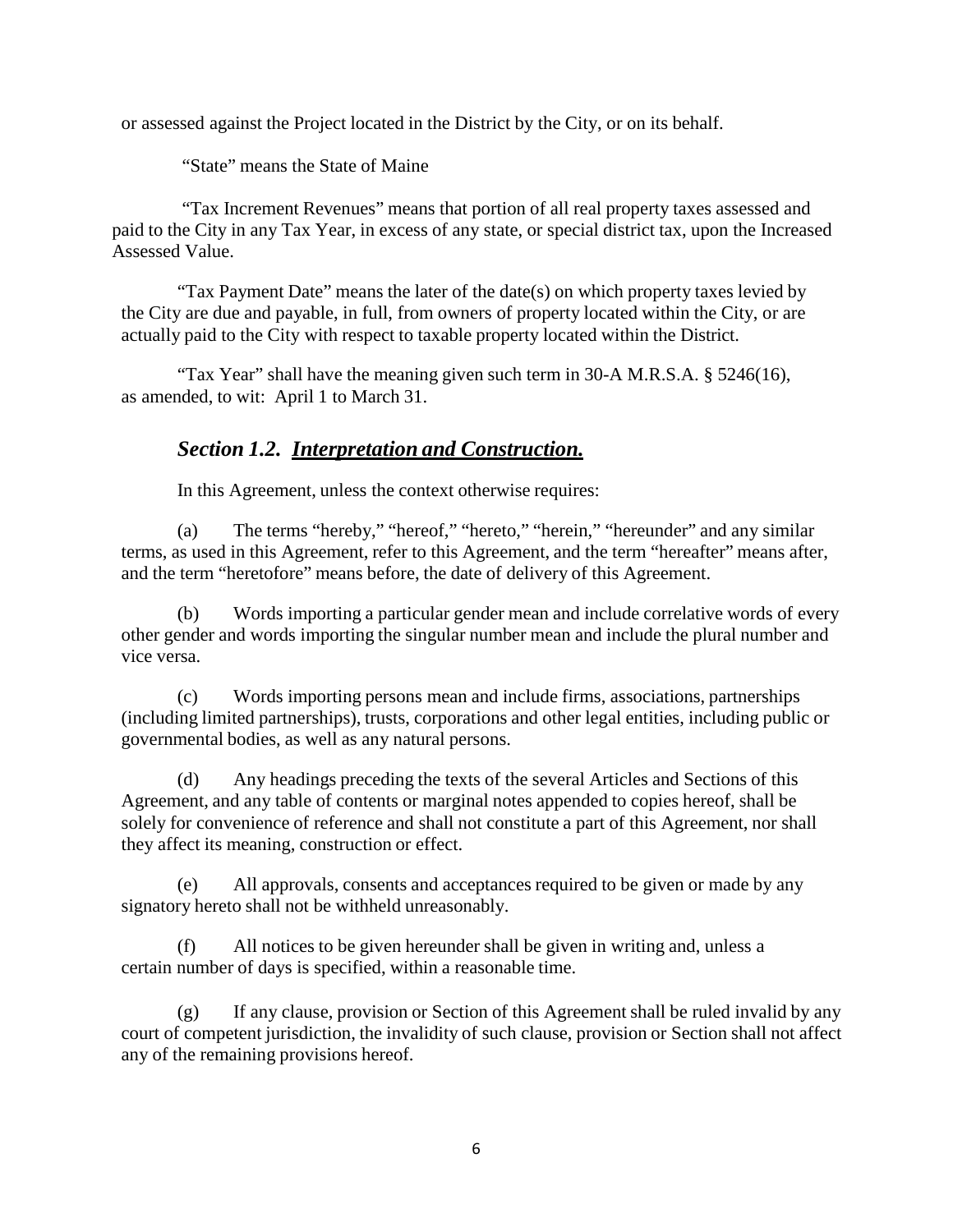or assessed against the Project located in the District by the City, or on its behalf.

"State" means the State of Maine

"Tax Increment Revenues" means that portion of all real property taxes assessed and paid to the City in any Tax Year, in excess of any state, or special district tax, upon the Increased Assessed Value.

"Tax Payment Date" means the later of the date(s) on which property taxes levied by the City are due and payable, in full, from owners of property located within the City, or are actually paid to the City with respect to taxable property located within the District.

"Tax Year" shall have the meaning given such term in 30-A M.R.S.A. § 5246(16), as amended, to wit: April 1 to March 31.

## *Section 1.2. __Interpretation and Construction.__*

In this Agreement, unless the context otherwise requires:

(a) The terms "hereby," "hereof," "hereto," "herein," "hereunder" and any similar terms, as used in this Agreement, refer to this Agreement, and the term "hereafter" means after, and the term "heretofore" means before, the date of delivery of this Agreement.

(b) Words importing a particular gender mean and include correlative words of every other gender and words importing the singular number mean and include the plural number and vice versa.

(c) Words importing persons mean and include firms, associations, partnerships (including limited partnerships), trusts, corporations and other legal entities, including public or governmental bodies, as well as any natural persons.

(d) Any headings preceding the texts of the several Articles and Sections of this Agreement, and any table of contents or marginal notes appended to copies hereof, shall be solely for convenience of reference and shall not constitute a part of this Agreement, nor shall they affect its meaning, construction or effect.

(e) All approvals, consents and acceptances required to be given or made by any signatory hereto shall not be withheld unreasonably.

(f) All notices to be given hereunder shall be given in writing and, unless a certain number of days is specified, within a reasonable time.

(g) If any clause, provision or Section of this Agreement shall be ruled invalid by any court of competent jurisdiction, the invalidity of such clause, provision or Section shall not affect any of the remaining provisions hereof.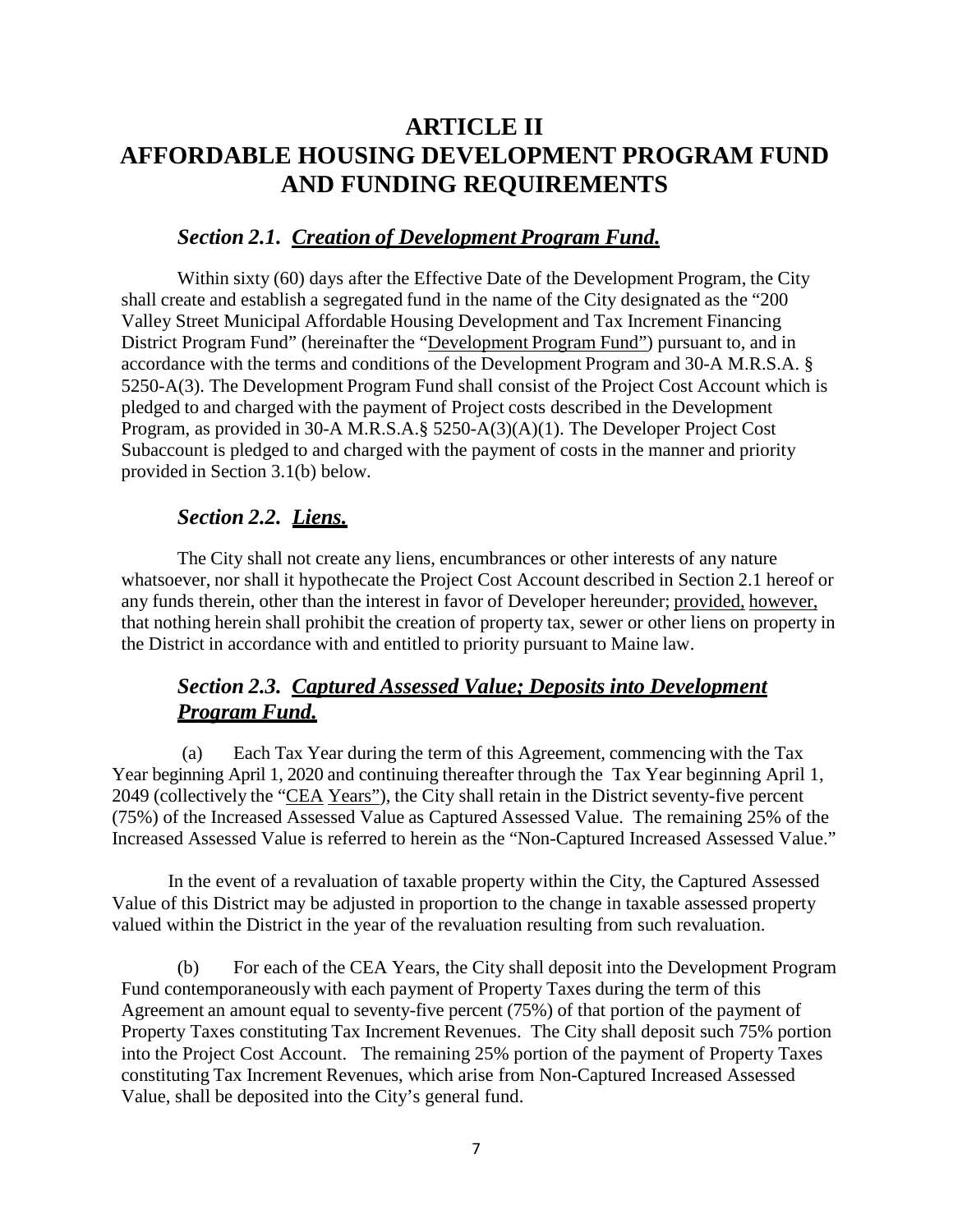# ARTICLE II
# AFFORDABLE HOUSING DEVELOPMENT PROGRAM FUND AND FUNDING REQUIREMENTS

### *Section 2.1. Creation of Development Program Fund.*

Within sixty (60) days after the Effective Date of the Development Program, the City shall create and establish a segregated fund in the name of the City designated as the "200 Valley Street Municipal Affordable Housing Development and Tax Increment Financing District Program Fund" (hereinafter the "Development Program Fund") pursuant to, and in accordance with the terms and conditions of the Development Program and 30-A M.R.S.A. § 5250-A(3). The Development Program Fund shall consist of the Project Cost Account which is pledged to and charged with the payment of Project costs described in the Development Program, as provided in 30-A M.R.S.A.§ 5250-A(3)(A)(1). The Developer Project Cost Subaccount is pledged to and charged with the payment of costs in the manner and priority provided in Section 3.1(b) below.

### *Section 2.2. Liens.*

The City shall not create any liens, encumbrances or other interests of any nature whatsoever, nor shall it hypothecate the Project Cost Account described in Section 2.1 hereof or any funds therein, other than the interest in favor of Developer hereunder; provided, however, that nothing herein shall prohibit the creation of property tax, sewer or other liens on property in the District in accordance with and entitled to priority pursuant to Maine law.

### *Section 2.3. Captured Assessed Value; Deposits into Development Program Fund.*

(a) Each Tax Year during the term of this Agreement, commencing with the Tax Year beginning April 1, 2020 and continuing thereafter through the Tax Year beginning April 1, 2049 (collectively the "CEA Years"), the City shall retain in the District seventy-five percent (75%) of the Increased Assessed Value as Captured Assessed Value. The remaining 25% of the Increased Assessed Value is referred to herein as the "Non-Captured Increased Assessed Value."

In the event of a revaluation of taxable property within the City, the Captured Assessed Value of this District may be adjusted in proportion to the change in taxable assessed property valued within the District in the year of the revaluation resulting from such revaluation.

(b) For each of the CEA Years, the City shall deposit into the Development Program Fund contemporaneously with each payment of Property Taxes during the term of this Agreement an amount equal to seventy-five percent (75%) of that portion of the payment of Property Taxes constituting Tax Increment Revenues. The City shall deposit such 75% portion into the Project Cost Account. The remaining 25% portion of the payment of Property Taxes constituting Tax Increment Revenues, which arise from Non-Captured Increased Assessed Value, shall be deposited into the City's general fund.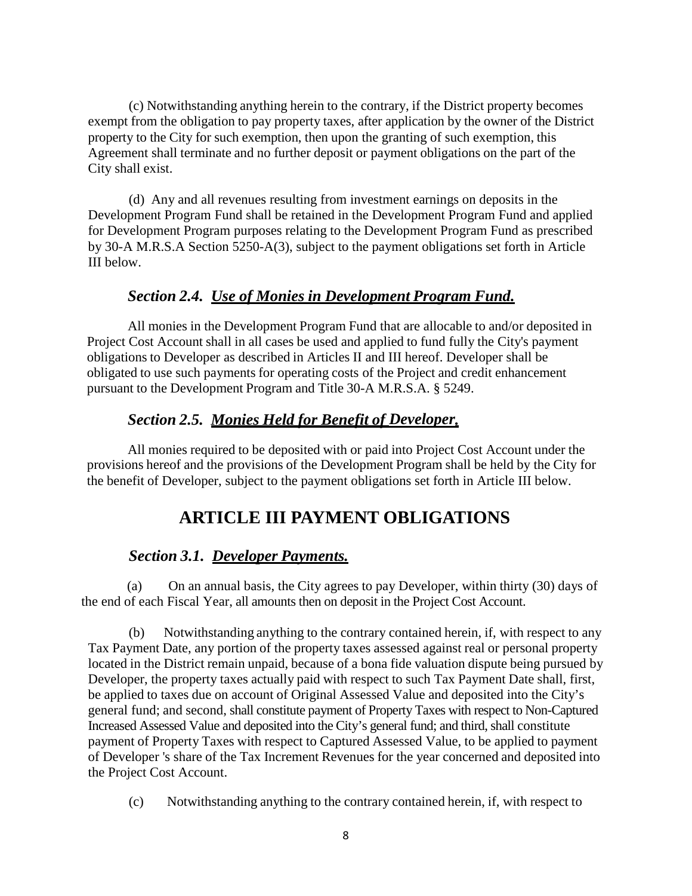(c) Notwithstanding anything herein to the contrary, if the District property becomes exempt from the obligation to pay property taxes, after application by the owner of the District property to the City for such exemption, then upon the granting of such exemption, this Agreement shall terminate and no further deposit or payment obligations on the part of the City shall exist.

(d) Any and all revenues resulting from investment earnings on deposits in the Development Program Fund shall be retained in the Development Program Fund and applied for Development Program purposes relating to the Development Program Fund as prescribed by 30-A M.R.S.A Section 5250-A(3), subject to the payment obligations set forth in Article III below.

### *Section 2.4. Use of Monies in Development Program Fund.*

All monies in the Development Program Fund that are allocable to and/or deposited in Project Cost Account shall in all cases be used and applied to fund fully the City's payment obligations to Developer as described in Articles II and III hereof. Developer shall be obligated to use such payments for operating costs of the Project and credit enhancement pursuant to the Development Program and Title 30-A M.R.S.A. § 5249.

### *Section 2.5. Monies Held for Benefit of Developer.*

All monies required to be deposited with or paid into Project Cost Account under the provisions hereof and the provisions of the Development Program shall be held by the City for the benefit of Developer, subject to the payment obligations set forth in Article III below.

## ARTICLE III PAYMENT OBLIGATIONS

### *Section 3.1. Developer Payments.*

(a) On an annual basis, the City agrees to pay Developer, within thirty (30) days of the end of each Fiscal Year, all amounts then on deposit in the Project Cost Account.

(b) Notwithstanding anything to the contrary contained herein, if, with respect to any Tax Payment Date, any portion of the property taxes assessed against real or personal property located in the District remain unpaid, because of a bona fide valuation dispute being pursued by Developer, the property taxes actually paid with respect to such Tax Payment Date shall, first, be applied to taxes due on account of Original Assessed Value and deposited into the City's general fund; and second, shall constitute payment of Property Taxes with respect to Non-Captured Increased Assessed Value and deposited into the City's general fund; and third, shall constitute payment of Property Taxes with respect to Captured Assessed Value, to be applied to payment of Developer 's share of the Tax Increment Revenues for the year concerned and deposited into the Project Cost Account.

(c) Notwithstanding anything to the contrary contained herein, if, with respect to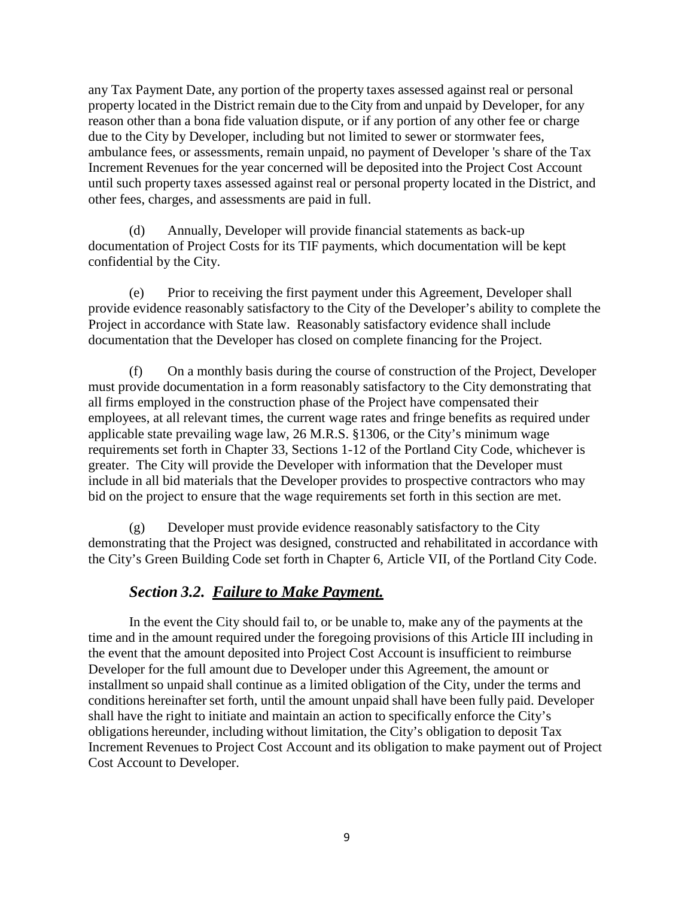any Tax Payment Date, any portion of the property taxes assessed against real or personal property located in the District remain due to the City from and unpaid by Developer, for any reason other than a bona fide valuation dispute, or if any portion of any other fee or charge due to the City by Developer, including but not limited to sewer or stormwater fees, ambulance fees, or assessments, remain unpaid, no payment of Developer 's share of the Tax Increment Revenues for the year concerned will be deposited into the Project Cost Account until such property taxes assessed against real or personal property located in the District, and other fees, charges, and assessments are paid in full.

(d) Annually, Developer will provide financial statements as back-up documentation of Project Costs for its TIF payments, which documentation will be kept confidential by the City.

(e) Prior to receiving the first payment under this Agreement, Developer shall provide evidence reasonably satisfactory to the City of the Developer's ability to complete the Project in accordance with State law. Reasonably satisfactory evidence shall include documentation that the Developer has closed on complete financing for the Project.

(f) On a monthly basis during the course of construction of the Project, Developer must provide documentation in a form reasonably satisfactory to the City demonstrating that all firms employed in the construction phase of the Project have compensated their employees, at all relevant times, the current wage rates and fringe benefits as required under applicable state prevailing wage law, 26 M.R.S. §1306, or the City's minimum wage requirements set forth in Chapter 33, Sections 1-12 of the Portland City Code, whichever is greater. The City will provide the Developer with information that the Developer must include in all bid materials that the Developer provides to prospective contractors who may bid on the project to ensure that the wage requirements set forth in this section are met.

(g) Developer must provide evidence reasonably satisfactory to the City demonstrating that the Project was designed, constructed and rehabilitated in accordance with the City's Green Building Code set forth in Chapter 6, Article VII, of the Portland City Code.

### *Section 3.2. Failure to Make Payment.*

In the event the City should fail to, or be unable to, make any of the payments at the time and in the amount required under the foregoing provisions of this Article III including in the event that the amount deposited into Project Cost Account is insufficient to reimburse Developer for the full amount due to Developer under this Agreement, the amount or installment so unpaid shall continue as a limited obligation of the City, under the terms and conditions hereinafter set forth, until the amount unpaid shall have been fully paid. Developer shall have the right to initiate and maintain an action to specifically enforce the City's obligations hereunder, including without limitation, the City's obligation to deposit Tax Increment Revenues to Project Cost Account and its obligation to make payment out of Project Cost Account to Developer.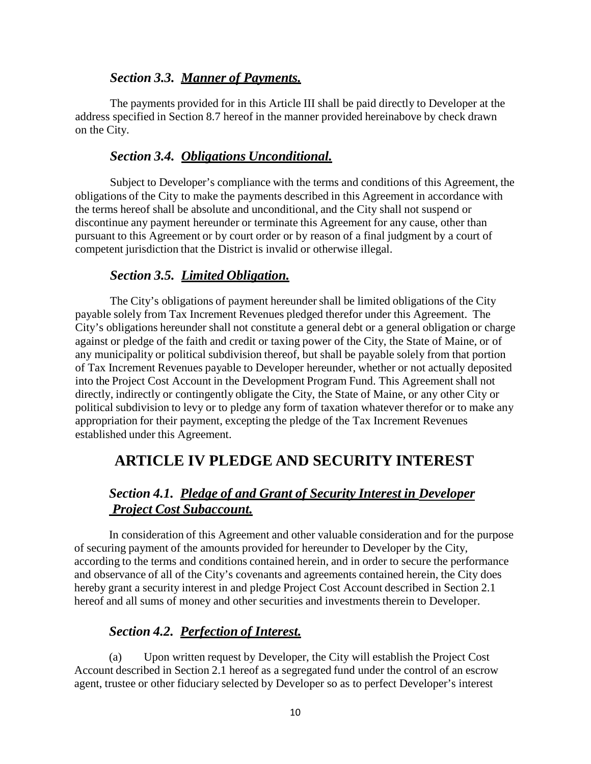### *Section 3.3. Manner of Payments.*

The payments provided for in this Article III shall be paid directly to Developer at the address specified in Section 8.7 hereof in the manner provided hereinabove by check drawn on the City.

### *Section 3.4. Obligations Unconditional.*

Subject to Developer's compliance with the terms and conditions of this Agreement, the obligations of the City to make the payments described in this Agreement in accordance with the terms hereof shall be absolute and unconditional, and the City shall not suspend or discontinue any payment hereunder or terminate this Agreement for any cause, other than pursuant to this Agreement or by court order or by reason of a final judgment by a court of competent jurisdiction that the District is invalid or otherwise illegal.

### *Section 3.5. Limited Obligation.*

The City's obligations of payment hereunder shall be limited obligations of the City payable solely from Tax Increment Revenues pledged therefor under this Agreement. The City's obligations hereunder shall not constitute a general debt or a general obligation or charge against or pledge of the faith and credit or taxing power of the City, the State of Maine, or of any municipality or political subdivision thereof, but shall be payable solely from that portion of Tax Increment Revenues payable to Developer hereunder, whether or not actually deposited into the Project Cost Account in the Development Program Fund. This Agreement shall not directly, indirectly or contingently obligate the City, the State of Maine, or any other City or political subdivision to levy or to pledge any form of taxation whatever therefor or to make any appropriation for their payment, excepting the pledge of the Tax Increment Revenues established under this Agreement.

## ARTICLE IV PLEDGE AND SECURITY INTEREST

### *Section 4.1. Pledge of and Grant of Security Interest in Developer Project Cost Subaccount.*

In consideration of this Agreement and other valuable consideration and for the purpose of securing payment of the amounts provided for hereunder to Developer by the City, according to the terms and conditions contained herein, and in order to secure the performance and observance of all of the City's covenants and agreements contained herein, the City does hereby grant a security interest in and pledge Project Cost Account described in Section 2.1 hereof and all sums of money and other securities and investments therein to Developer.

### *Section 4.2. Perfection of Interest.*

(a) Upon written request by Developer, the City will establish the Project Cost Account described in Section 2.1 hereof as a segregated fund under the control of an escrow agent, trustee or other fiduciary selected by Developer so as to perfect Developer's interest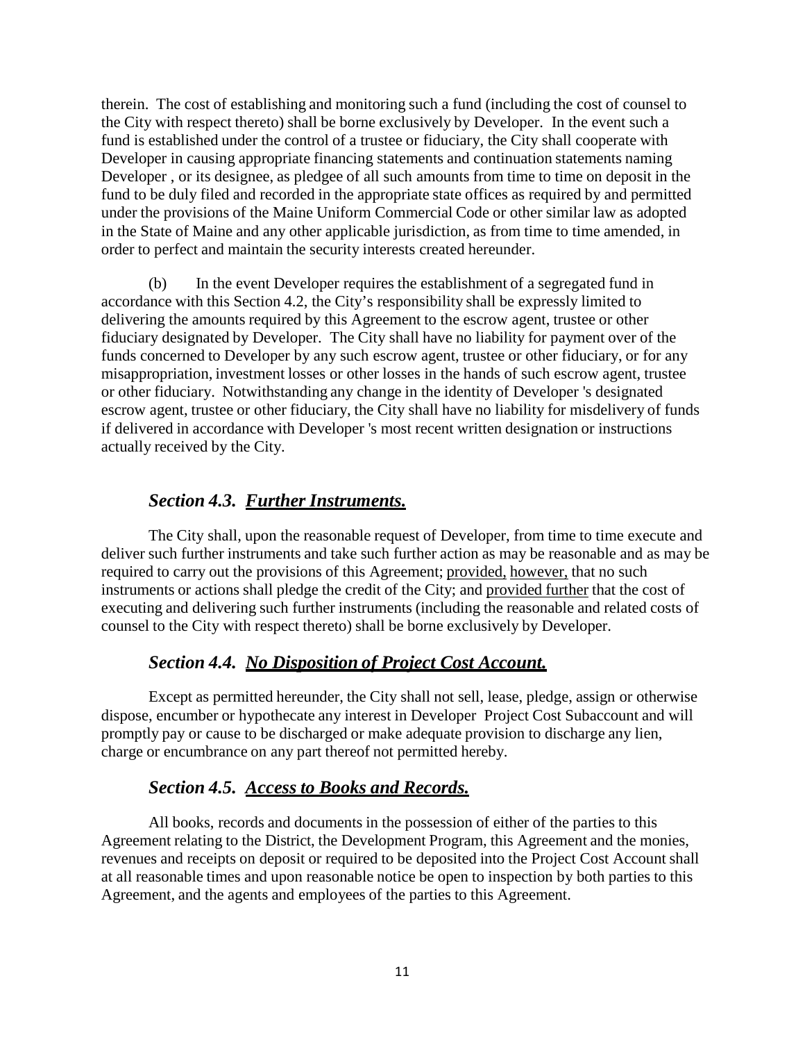therein. The cost of establishing and monitoring such a fund (including the cost of counsel to the City with respect thereto) shall be borne exclusively by Developer. In the event such a fund is established under the control of a trustee or fiduciary, the City shall cooperate with Developer in causing appropriate financing statements and continuation statements naming Developer , or its designee, as pledgee of all such amounts from time to time on deposit in the fund to be duly filed and recorded in the appropriate state offices as required by and permitted under the provisions of the Maine Uniform Commercial Code or other similar law as adopted in the State of Maine and any other applicable jurisdiction, as from time to time amended, in order to perfect and maintain the security interests created hereunder.

(b) In the event Developer requires the establishment of a segregated fund in accordance with this Section 4.2, the City's responsibility shall be expressly limited to delivering the amounts required by this Agreement to the escrow agent, trustee or other fiduciary designated by Developer. The City shall have no liability for payment over of the funds concerned to Developer by any such escrow agent, trustee or other fiduciary, or for any misappropriation, investment losses or other losses in the hands of such escrow agent, trustee or other fiduciary. Notwithstanding any change in the identity of Developer 's designated escrow agent, trustee or other fiduciary, the City shall have no liability for misdelivery of funds if delivered in accordance with Developer 's most recent written designation or instructions actually received by the City.

### *Section 4.3. Further Instruments.*

The City shall, upon the reasonable request of Developer, from time to time execute and deliver such further instruments and take such further action as may be reasonable and as may be required to carry out the provisions of this Agreement; provided, however, that no such instruments or actions shall pledge the credit of the City; and provided further that the cost of executing and delivering such further instruments (including the reasonable and related costs of counsel to the City with respect thereto) shall be borne exclusively by Developer.

### *Section 4.4. No Disposition of Project Cost Account.*

Except as permitted hereunder, the City shall not sell, lease, pledge, assign or otherwise dispose, encumber or hypothecate any interest in Developer Project Cost Subaccount and will promptly pay or cause to be discharged or make adequate provision to discharge any lien, charge or encumbrance on any part thereof not permitted hereby.

### *Section 4.5. Access to Books and Records.*

All books, records and documents in the possession of either of the parties to this Agreement relating to the District, the Development Program, this Agreement and the monies, revenues and receipts on deposit or required to be deposited into the Project Cost Account shall at all reasonable times and upon reasonable notice be open to inspection by both parties to this Agreement, and the agents and employees of the parties to this Agreement.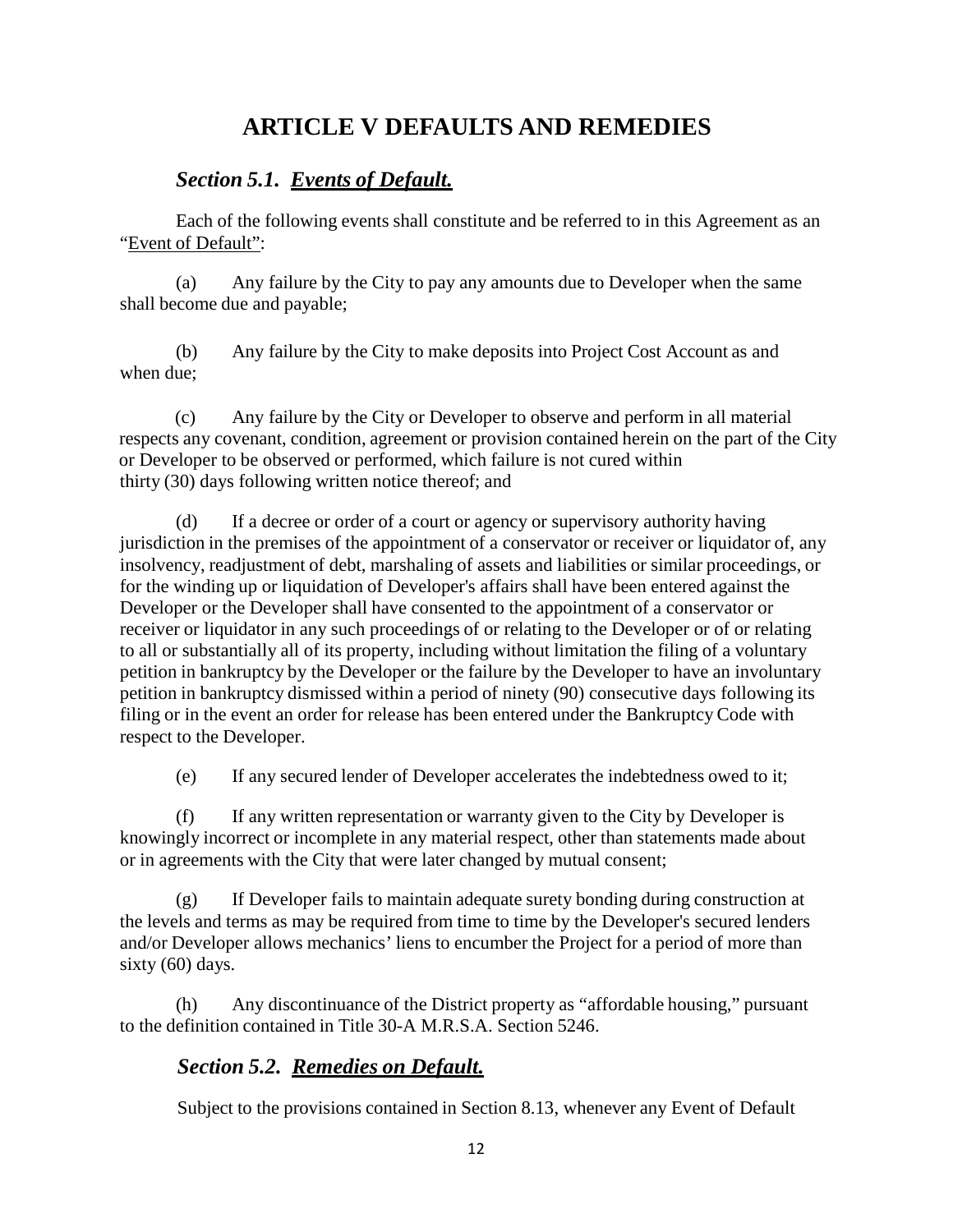# ARTICLE V DEFAULTS AND REMEDIES

## *Section 5.1. Events of Default.*

Each of the following events shall constitute and be referred to in this Agreement as an "Event of Default":

(a) Any failure by the City to pay any amounts due to Developer when the same shall become due and payable;

(b) Any failure by the City to make deposits into Project Cost Account as and when due;

(c) Any failure by the City or Developer to observe and perform in all material respects any covenant, condition, agreement or provision contained herein on the part of the City or Developer to be observed or performed, which failure is not cured within thirty (30) days following written notice thereof; and

(d) If a decree or order of a court or agency or supervisory authority having jurisdiction in the premises of the appointment of a conservator or receiver or liquidator of, any insolvency, readjustment of debt, marshaling of assets and liabilities or similar proceedings, or for the winding up or liquidation of Developer's affairs shall have been entered against the Developer or the Developer shall have consented to the appointment of a conservator or receiver or liquidator in any such proceedings of or relating to the Developer or of or relating to all or substantially all of its property, including without limitation the filing of a voluntary petition in bankruptcy by the Developer or the failure by the Developer to have an involuntary petition in bankruptcy dismissed within a period of ninety (90) consecutive days following its filing or in the event an order for release has been entered under the Bankruptcy Code with respect to the Developer.

(e) If any secured lender of Developer accelerates the indebtedness owed to it;

(f) If any written representation or warranty given to the City by Developer is knowingly incorrect or incomplete in any material respect, other than statements made about or in agreements with the City that were later changed by mutual consent;

(g) If Developer fails to maintain adequate surety bonding during construction at the levels and terms as may be required from time to time by the Developer's secured lenders and/or Developer allows mechanics' liens to encumber the Project for a period of more than sixty (60) days.

(h) Any discontinuance of the District property as "affordable housing," pursuant to the definition contained in Title 30-A M.R.S.A. Section 5246.

## *Section 5.2. Remedies on Default.*

Subject to the provisions contained in Section 8.13, whenever any Event of Default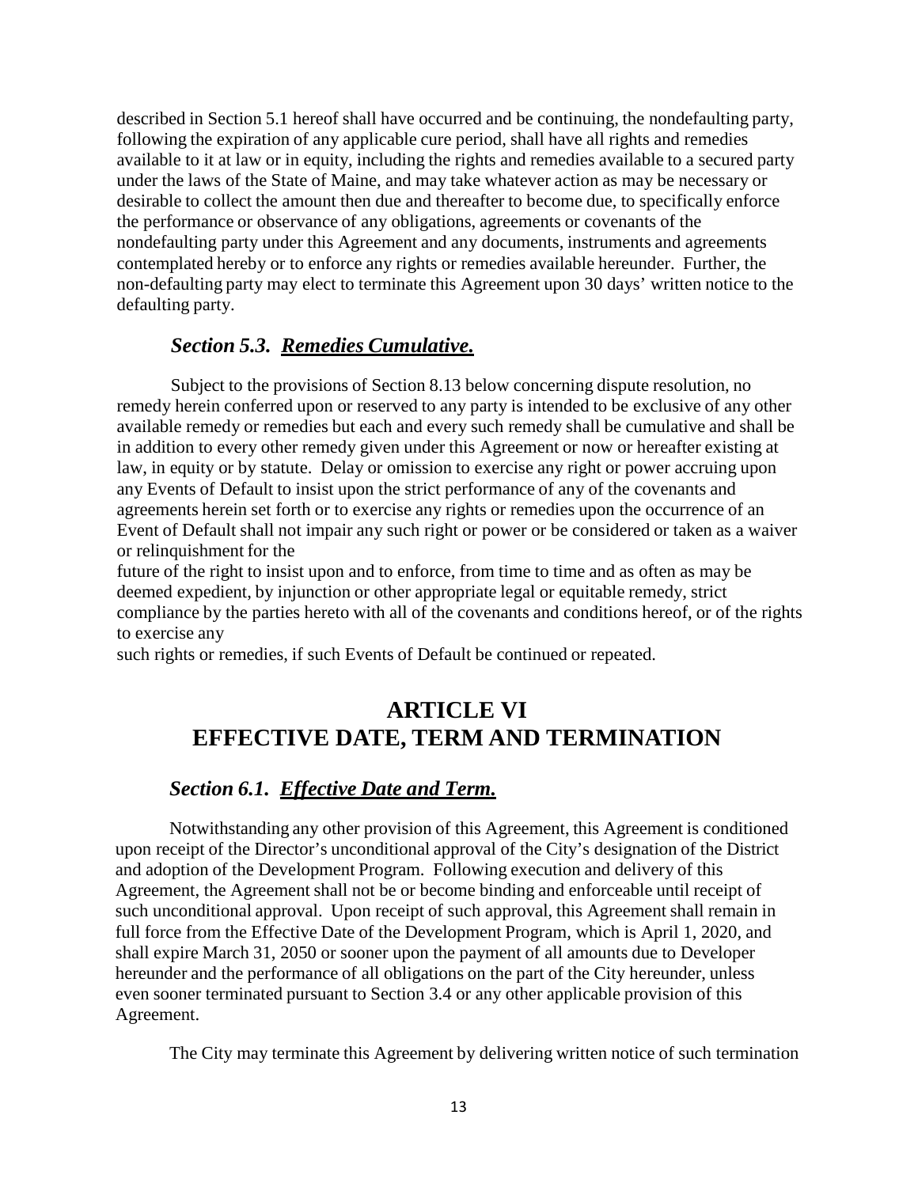described in Section 5.1 hereof shall have occurred and be continuing, the nondefaulting party, following the expiration of any applicable cure period, shall have all rights and remedies available to it at law or in equity, including the rights and remedies available to a secured party under the laws of the State of Maine, and may take whatever action as may be necessary or desirable to collect the amount then due and thereafter to become due, to specifically enforce the performance or observance of any obligations, agreements or covenants of the nondefaulting party under this Agreement and any documents, instruments and agreements contemplated hereby or to enforce any rights or remedies available hereunder. Further, the non-defaulting party may elect to terminate this Agreement upon 30 days' written notice to the defaulting party.

### *Section 5.3. Remedies Cumulative.*

Subject to the provisions of Section 8.13 below concerning dispute resolution, no remedy herein conferred upon or reserved to any party is intended to be exclusive of any other available remedy or remedies but each and every such remedy shall be cumulative and shall be in addition to every other remedy given under this Agreement or now or hereafter existing at law, in equity or by statute. Delay or omission to exercise any right or power accruing upon any Events of Default to insist upon the strict performance of any of the covenants and agreements herein set forth or to exercise any rights or remedies upon the occurrence of an Event of Default shall not impair any such right or power or be considered or taken as a waiver or relinquishment for the future of the right to insist upon and to enforce, from time to time and as often as may be deemed expedient, by injunction or other appropriate legal or equitable remedy, strict compliance by the parties hereto with all of the covenants and conditions hereof, or of the rights to exercise any such rights or remedies, if such Events of Default be continued or repeated.

## ARTICLE VI
## EFFECTIVE DATE, TERM AND TERMINATION

### *Section 6.1. Effective Date and Term.*

Notwithstanding any other provision of this Agreement, this Agreement is conditioned upon receipt of the Director's unconditional approval of the City's designation of the District and adoption of the Development Program. Following execution and delivery of this Agreement, the Agreement shall not be or become binding and enforceable until receipt of such unconditional approval. Upon receipt of such approval, this Agreement shall remain in full force from the Effective Date of the Development Program, which is April 1, 2020, and shall expire March 31, 2050 or sooner upon the payment of all amounts due to Developer hereunder and the performance of all obligations on the part of the City hereunder, unless even sooner terminated pursuant to Section 3.4 or any other applicable provision of this Agreement.

The City may terminate this Agreement by delivering written notice of such termination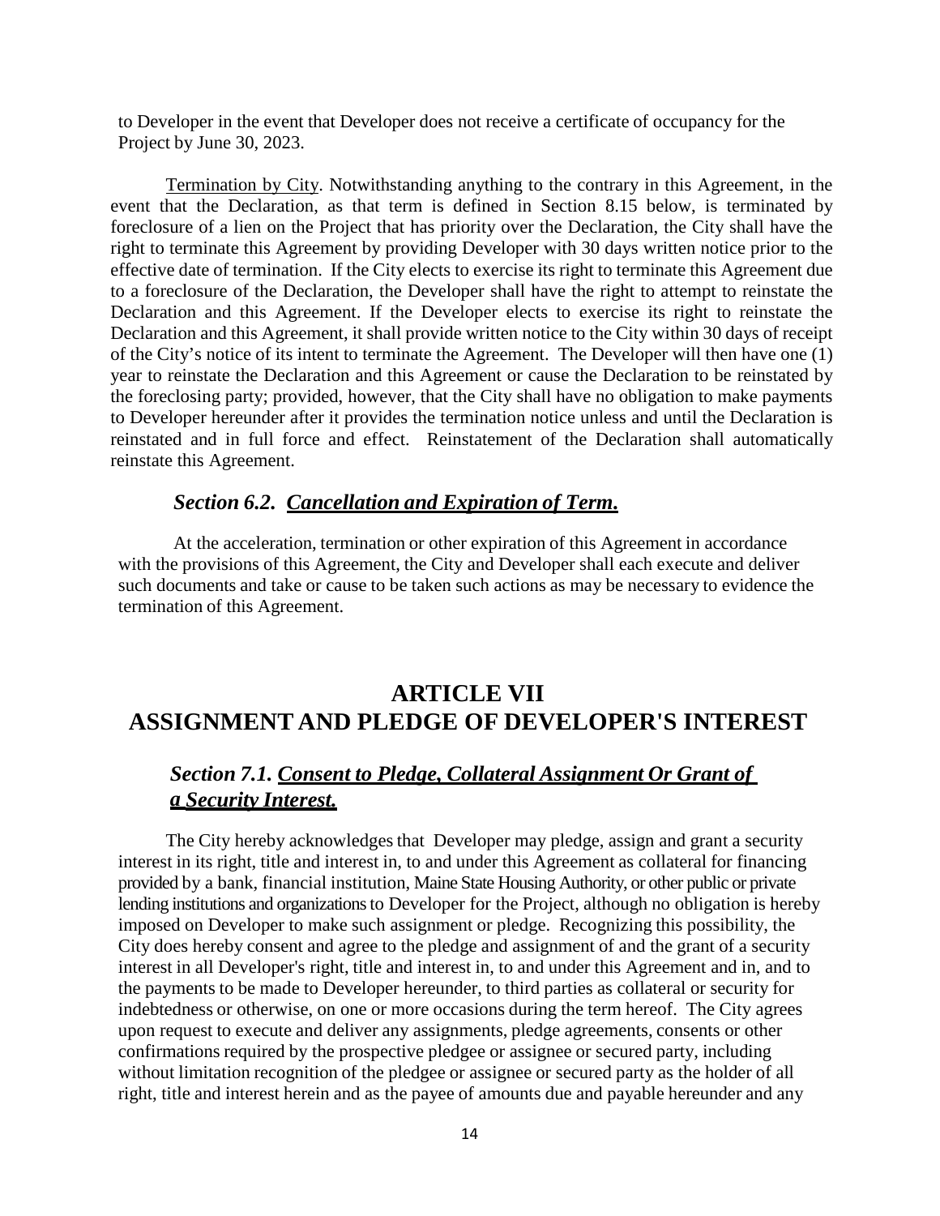to Developer in the event that Developer does not receive a certificate of occupancy for the Project by June 30, 2023.

Termination by City. Notwithstanding anything to the contrary in this Agreement, in the event that the Declaration, as that term is defined in Section 8.15 below, is terminated by foreclosure of a lien on the Project that has priority over the Declaration, the City shall have the right to terminate this Agreement by providing Developer with 30 days written notice prior to the effective date of termination. If the City elects to exercise its right to terminate this Agreement due to a foreclosure of the Declaration, the Developer shall have the right to attempt to reinstate the Declaration and this Agreement. If the Developer elects to exercise its right to reinstate the Declaration and this Agreement, it shall provide written notice to the City within 30 days of receipt of the City's notice of its intent to terminate the Agreement. The Developer will then have one (1) year to reinstate the Declaration and this Agreement or cause the Declaration to be reinstated by the foreclosing party; provided, however, that the City shall have no obligation to make payments to Developer hereunder after it provides the termination notice unless and until the Declaration is reinstated and in full force and effect. Reinstatement of the Declaration shall automatically reinstate this Agreement.

### *Section 6.2. Cancellation and Expiration of Term.*

At the acceleration, termination or other expiration of this Agreement in accordance with the provisions of this Agreement, the City and Developer shall each execute and deliver such documents and take or cause to be taken such actions as may be necessary to evidence the termination of this Agreement.

## ARTICLE VII
## ASSIGNMENT AND PLEDGE OF DEVELOPER'S INTEREST

### *Section 7.1. Consent to Pledge, Collateral Assignment Or Grant of a Security Interest.*

The City hereby acknowledges that Developer may pledge, assign and grant a security interest in its right, title and interest in, to and under this Agreement as collateral for financing provided by a bank, financial institution, Maine State Housing Authority, or other public or private lending institutions and organizations to Developer for the Project, although no obligation is hereby imposed on Developer to make such assignment or pledge. Recognizing this possibility, the City does hereby consent and agree to the pledge and assignment of and the grant of a security interest in all Developer's right, title and interest in, to and under this Agreement and in, and to the payments to be made to Developer hereunder, to third parties as collateral or security for indebtedness or otherwise, on one or more occasions during the term hereof. The City agrees upon request to execute and deliver any assignments, pledge agreements, consents or other confirmations required by the prospective pledgee or assignee or secured party, including without limitation recognition of the pledgee or assignee or secured party as the holder of all right, title and interest herein and as the payee of amounts due and payable hereunder and any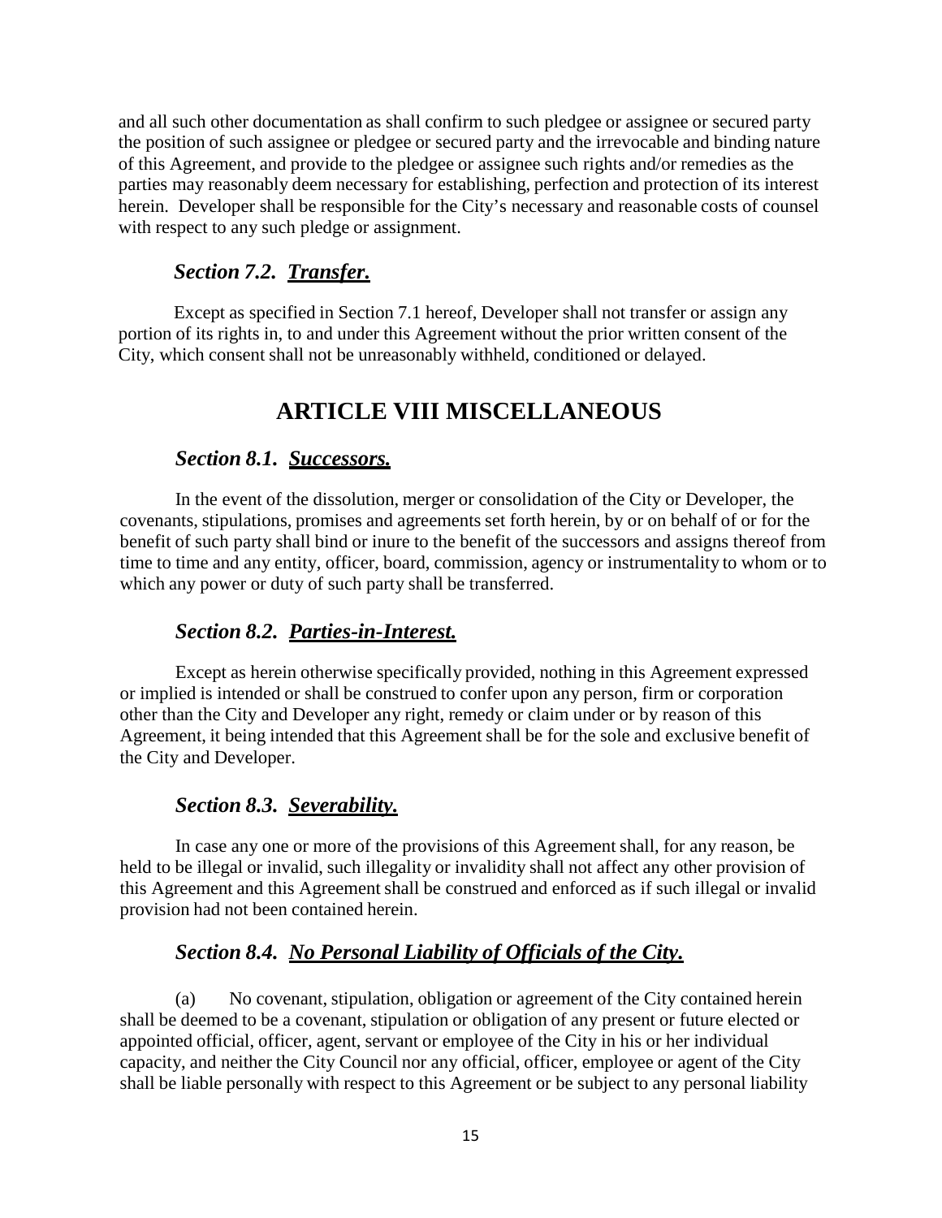and all such other documentation as shall confirm to such pledgee or assignee or secured party the position of such assignee or pledgee or secured party and the irrevocable and binding nature of this Agreement, and provide to the pledgee or assignee such rights and/or remedies as the parties may reasonably deem necessary for establishing, perfection and protection of its interest herein. Developer shall be responsible for the City's necessary and reasonable costs of counsel with respect to any such pledge or assignment.

### *Section 7.2. Transfer.*

Except as specified in Section 7.1 hereof, Developer shall not transfer or assign any portion of its rights in, to and under this Agreement without the prior written consent of the City, which consent shall not be unreasonably withheld, conditioned or delayed.

## ARTICLE VIII MISCELLANEOUS

### *Section 8.1. Successors.*

In the event of the dissolution, merger or consolidation of the City or Developer, the covenants, stipulations, promises and agreements set forth herein, by or on behalf of or for the benefit of such party shall bind or inure to the benefit of the successors and assigns thereof from time to time and any entity, officer, board, commission, agency or instrumentality to whom or to which any power or duty of such party shall be transferred.

### *Section 8.2. Parties-in-Interest.*

Except as herein otherwise specifically provided, nothing in this Agreement expressed or implied is intended or shall be construed to confer upon any person, firm or corporation other than the City and Developer any right, remedy or claim under or by reason of this Agreement, it being intended that this Agreement shall be for the sole and exclusive benefit of the City and Developer.

### *Section 8.3. Severability.*

In case any one or more of the provisions of this Agreement shall, for any reason, be held to be illegal or invalid, such illegality or invalidity shall not affect any other provision of this Agreement and this Agreement shall be construed and enforced as if such illegal or invalid provision had not been contained herein.

### *Section 8.4. No Personal Liability of Officials of the City.*

(a) No covenant, stipulation, obligation or agreement of the City contained herein shall be deemed to be a covenant, stipulation or obligation of any present or future elected or appointed official, officer, agent, servant or employee of the City in his or her individual capacity, and neither the City Council nor any official, officer, employee or agent of the City shall be liable personally with respect to this Agreement or be subject to any personal liability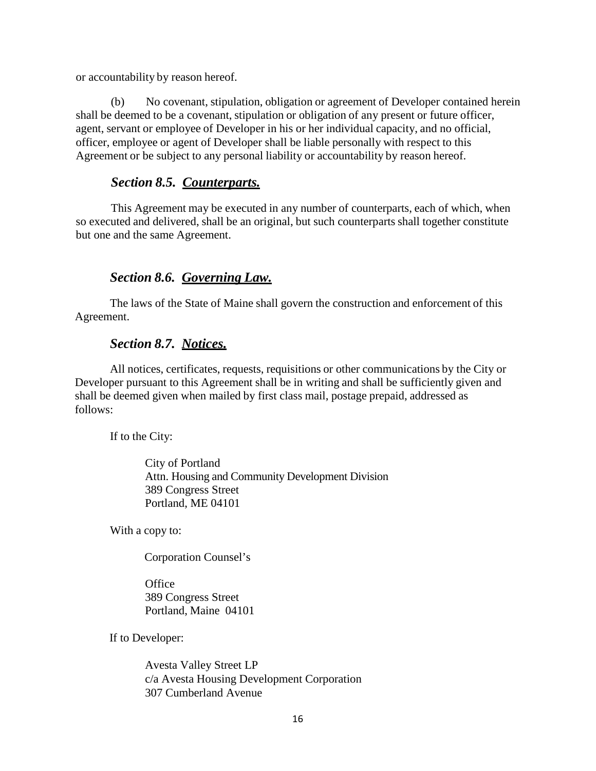or accountability by reason hereof.

(b) No covenant, stipulation, obligation or agreement of Developer contained herein shall be deemed to be a covenant, stipulation or obligation of any present or future officer, agent, servant or employee of Developer in his or her individual capacity, and no official, officer, employee or agent of Developer shall be liable personally with respect to this Agreement or be subject to any personal liability or accountability by reason hereof.

### *Section 8.5. Counterparts.*

This Agreement may be executed in any number of counterparts, each of which, when so executed and delivered, shall be an original, but such counterparts shall together constitute but one and the same Agreement.

### *Section 8.6. Governing Law.*

The laws of the State of Maine shall govern the construction and enforcement of this Agreement.

### *Section 8.7. Notices.*

All notices, certificates, requests, requisitions or other communications by the City or Developer pursuant to this Agreement shall be in writing and shall be sufficiently given and shall be deemed given when mailed by first class mail, postage prepaid, addressed as follows:

If to the City:

City of Portland
Attn. Housing and Community Development Division
389 Congress Street
Portland, ME 04101

With a copy to:

Corporation Counsel's

Office
389 Congress Street
Portland, Maine 04101

If to Developer:

Avesta Valley Street LP
c/a Avesta Housing Development Corporation
307 Cumberland Avenue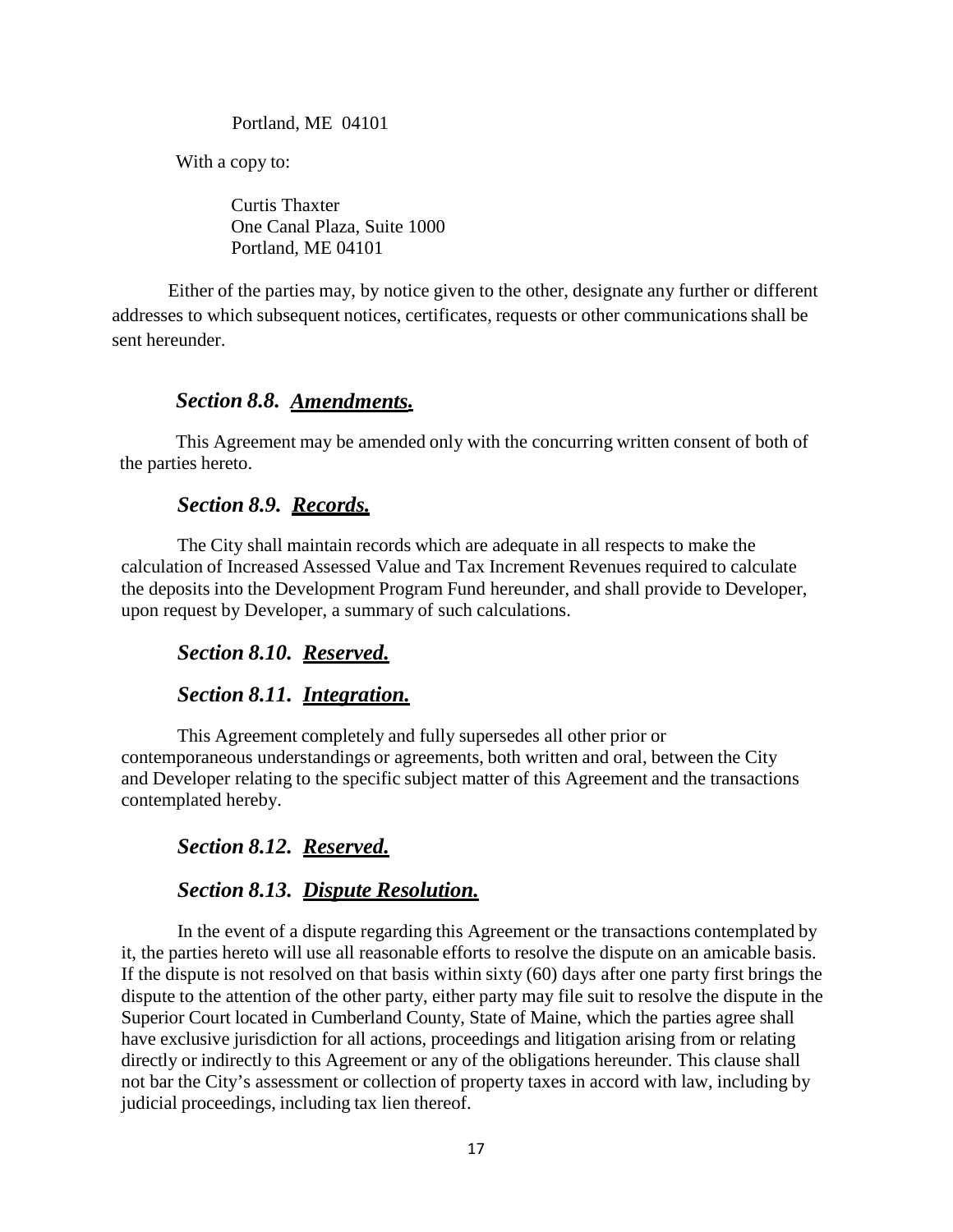Portland, ME 04101

With a copy to:

Curtis Thaxter
One Canal Plaza, Suite 1000
Portland, ME 04101

Either of the parties may, by notice given to the other, designate any further or different addresses to which subsequent notices, certificates, requests or other communications shall be sent hereunder.

### *Section 8.8. <u>Amendments.</u>*

This Agreement may be amended only with the concurring written consent of both of the parties hereto.

### *Section 8.9. <u>Records.</u>*

The City shall maintain records which are adequate in all respects to make the calculation of Increased Assessed Value and Tax Increment Revenues required to calculate the deposits into the Development Program Fund hereunder, and shall provide to Developer, upon request by Developer, a summary of such calculations.

### *Section 8.10. <u>Reserved.</u>*

### *Section 8.11. <u>Integration.</u>*

This Agreement completely and fully supersedes all other prior or contemporaneous understandings or agreements, both written and oral, between the City and Developer relating to the specific subject matter of this Agreement and the transactions contemplated hereby.

### *Section 8.12. <u>Reserved.</u>*

### *Section 8.13. <u>Dispute Resolution.</u>*

In the event of a dispute regarding this Agreement or the transactions contemplated by it, the parties hereto will use all reasonable efforts to resolve the dispute on an amicable basis. If the dispute is not resolved on that basis within sixty (60) days after one party first brings the dispute to the attention of the other party, either party may file suit to resolve the dispute in the Superior Court located in Cumberland County, State of Maine, which the parties agree shall have exclusive jurisdiction for all actions, proceedings and litigation arising from or relating directly or indirectly to this Agreement or any of the obligations hereunder. This clause shall not bar the City's assessment or collection of property taxes in accord with law, including by judicial proceedings, including tax lien thereof.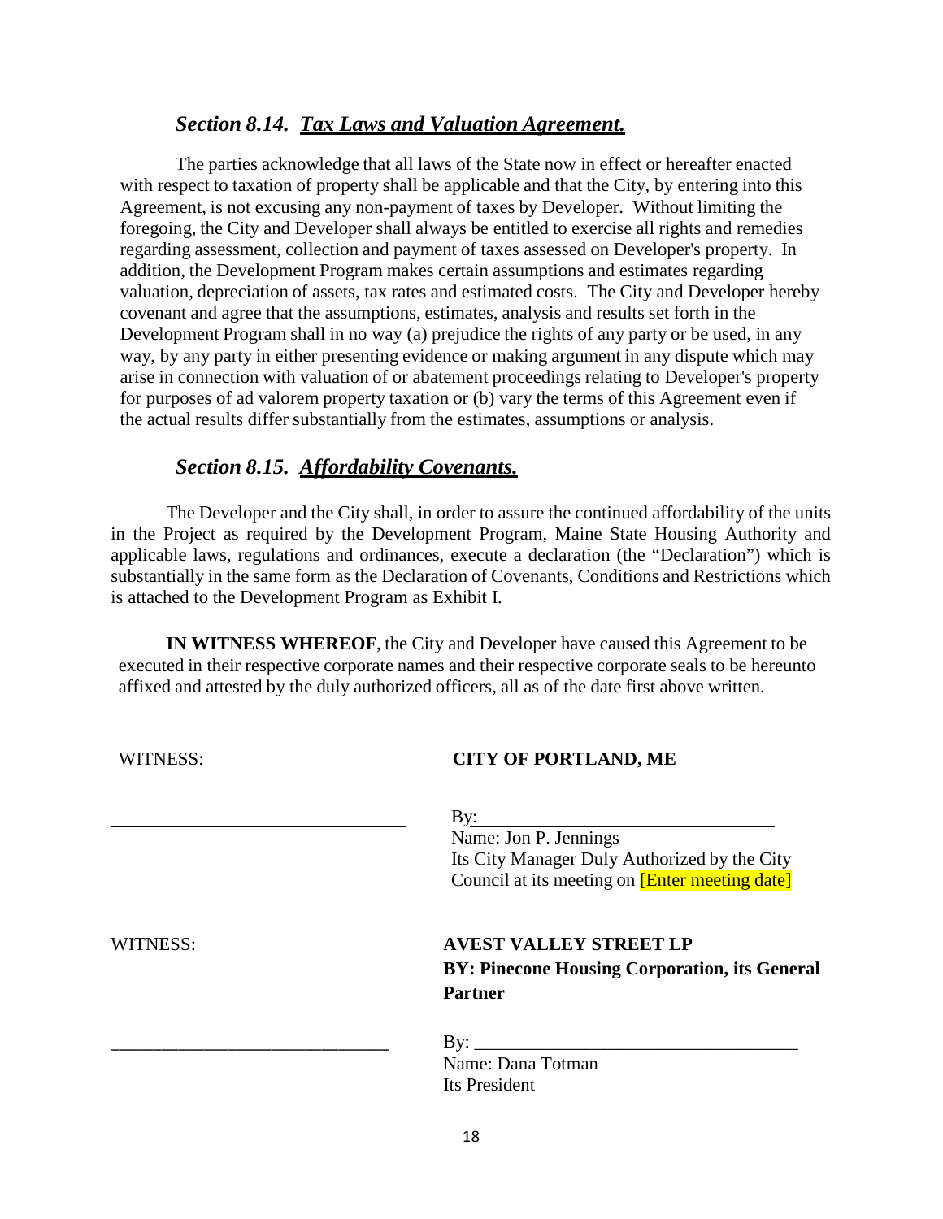### *Section 8.14. Tax Laws and Valuation Agreement.*

The parties acknowledge that all laws of the State now in effect or hereafter enacted with respect to taxation of property shall be applicable and that the City, by entering into this Agreement, is not excusing any non-payment of taxes by Developer. Without limiting the foregoing, the City and Developer shall always be entitled to exercise all rights and remedies regarding assessment, collection and payment of taxes assessed on Developer's property. In addition, the Development Program makes certain assumptions and estimates regarding valuation, depreciation of assets, tax rates and estimated costs. The City and Developer hereby covenant and agree that the assumptions, estimates, analysis and results set forth in the Development Program shall in no way (a) prejudice the rights of any party or be used, in any way, by any party in either presenting evidence or making argument in any dispute which may arise in connection with valuation of or abatement proceedings relating to Developer's property for purposes of ad valorem property taxation or (b) vary the terms of this Agreement even if the actual results differ substantially from the estimates, assumptions or analysis.

### *Section 8.15. Affordability Covenants.*

The Developer and the City shall, in order to assure the continued affordability of the units in the Project as required by the Development Program, Maine State Housing Authority and applicable laws, regulations and ordinances, execute a declaration (the "Declaration") which is substantially in the same form as the Declaration of Covenants, Conditions and Restrictions which is attached to the Development Program as Exhibit I.

**IN WITNESS WHEREOF**, the City and Developer have caused this Agreement to be executed in their respective corporate names and their respective corporate seals to be hereunto affixed and attested by the duly authorized officers, all as of the date first above written.

WITNESS: **CITY OF PORTLAND, ME**

______________________________

By: ______________________________
Name: Jon P. Jennings
Its City Manager Duly Authorized by the City Council at its meeting on [Enter meeting date]

WITNESS: **AVEST VALLEY STREET LP**
**BY: Pinecone Housing Corporation, its General Partner**

______________________________

By: ______________________________
Name: Dana Totman
Its President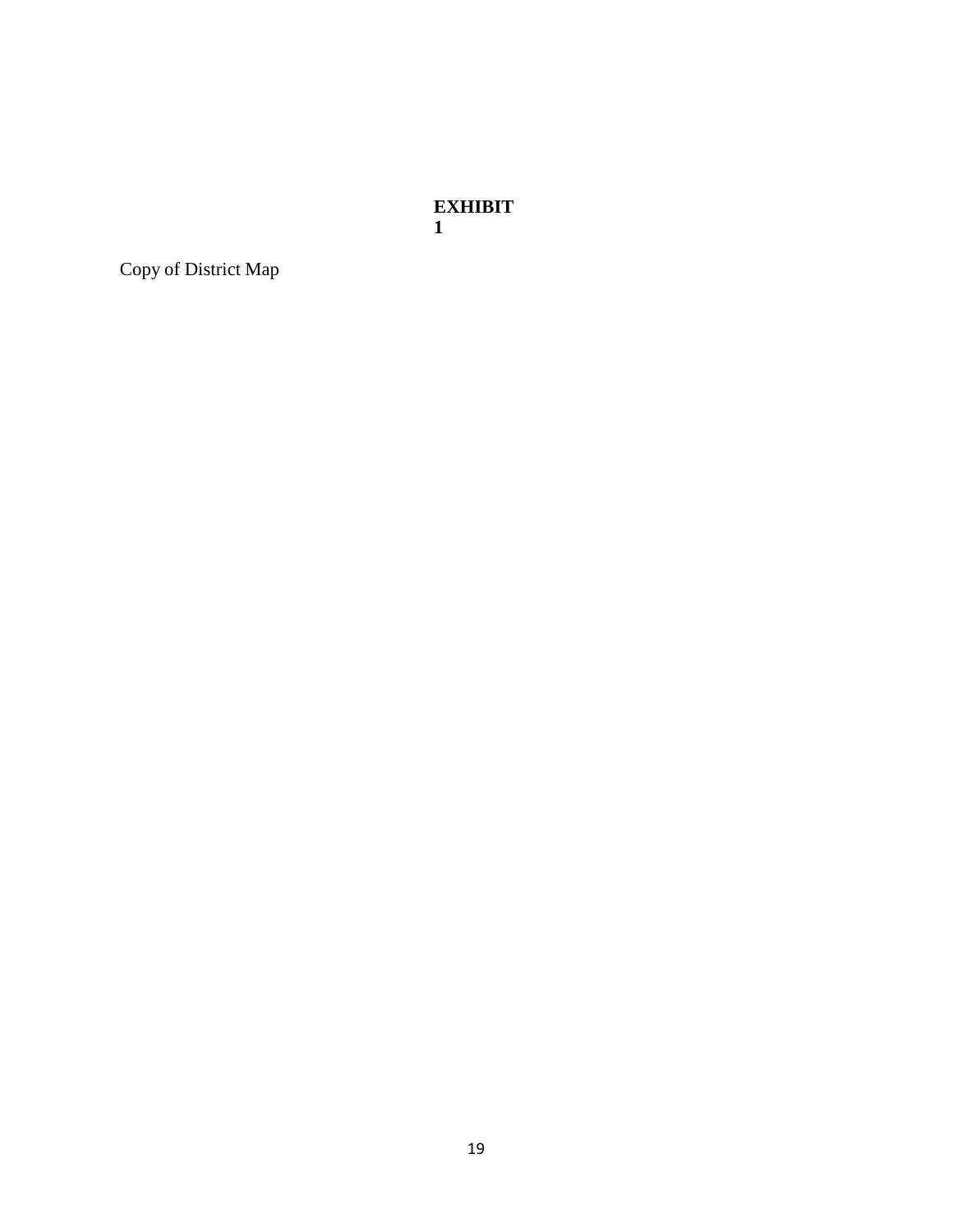**EXHIBIT 1**

Copy of District Map